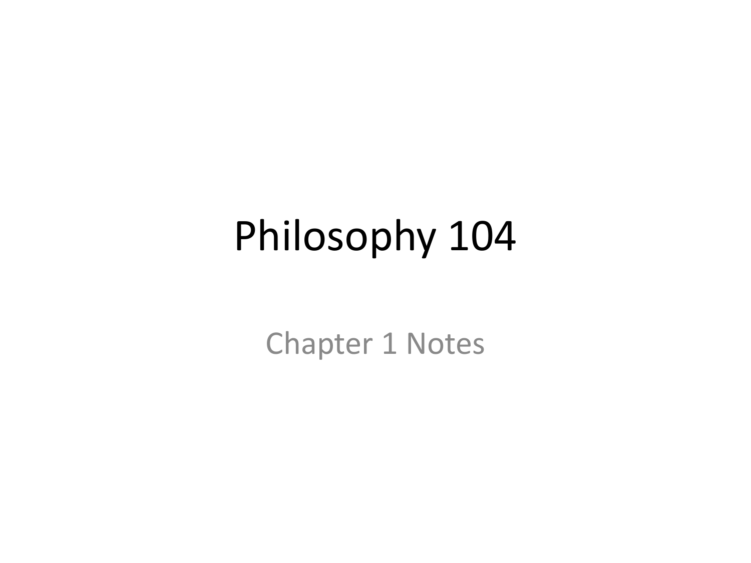# Philosophy 104

Chapter 1 Notes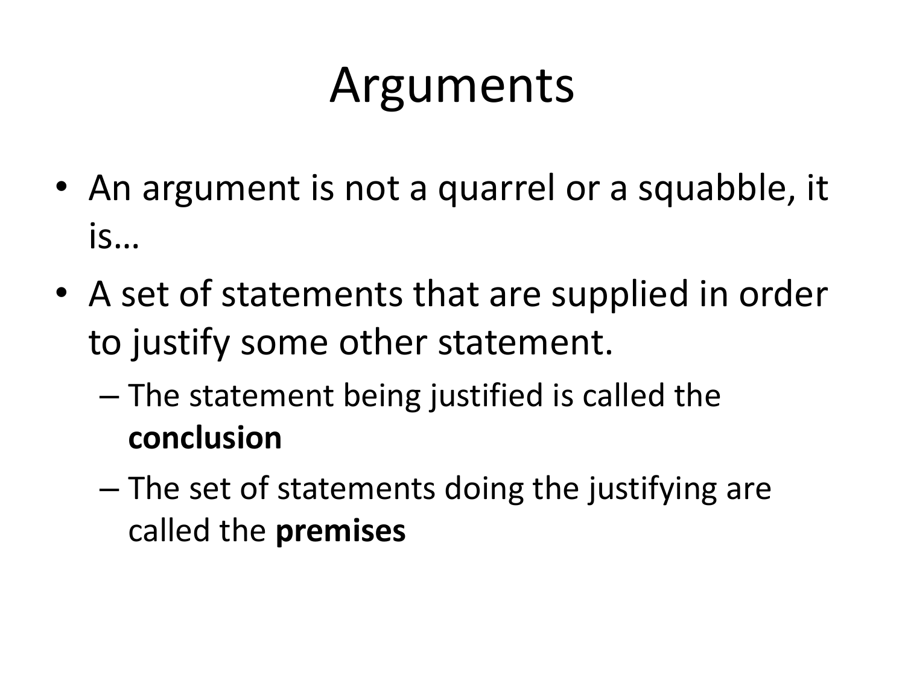# Arguments

- An argument is not a quarrel or a squabble, it is…
- A set of statements that are supplied in order to justify some other statement.
  - The statement being justified is called the **conclusion**
  - The set of statements doing the justifying are called the **premises**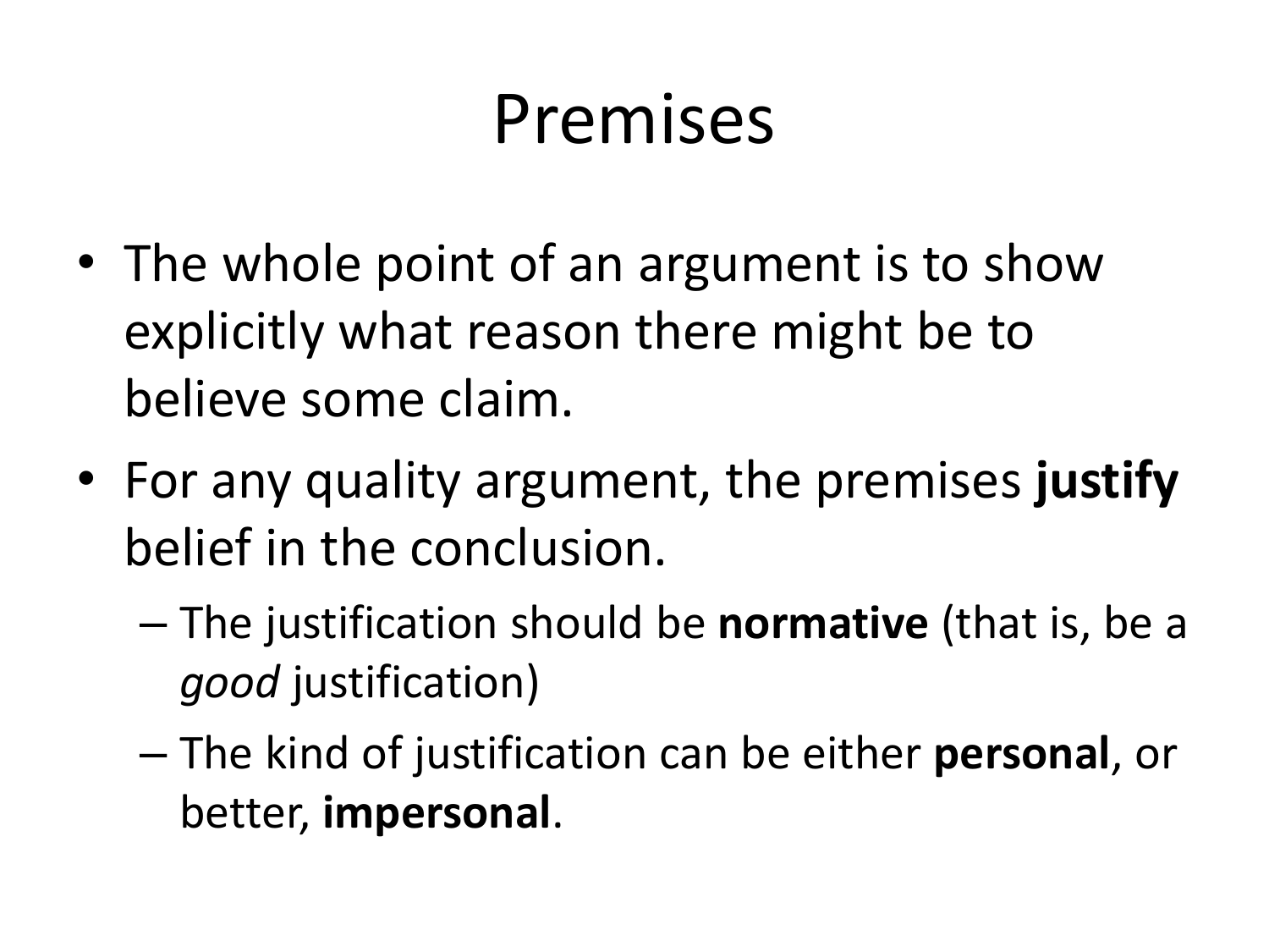# Premises

- The whole point of an argument is to show explicitly what reason there might be to believe some claim.
- For any quality argument, the premises **justify** belief in the conclusion.
  - The justification should be **normative** (that is, be a *good* justification)
  - The kind of justification can be either **personal**, or better, **impersonal**.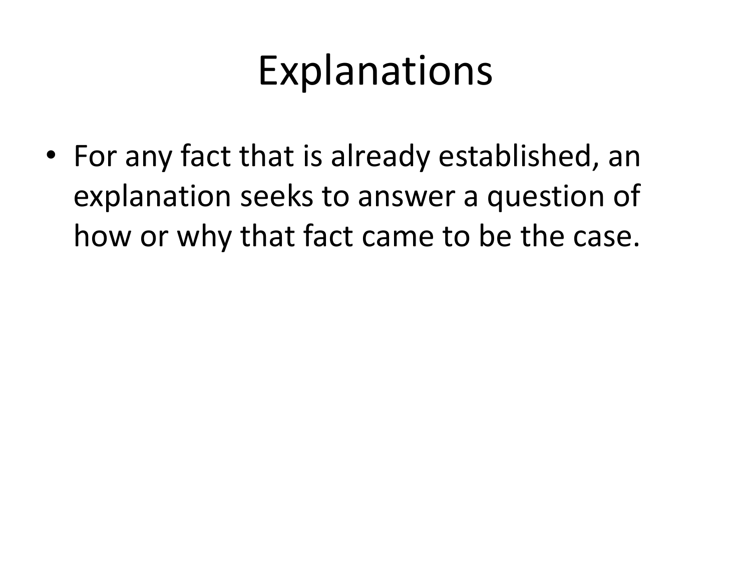# Explanations

- For any fact that is already established, an explanation seeks to answer a question of how or why that fact came to be the case.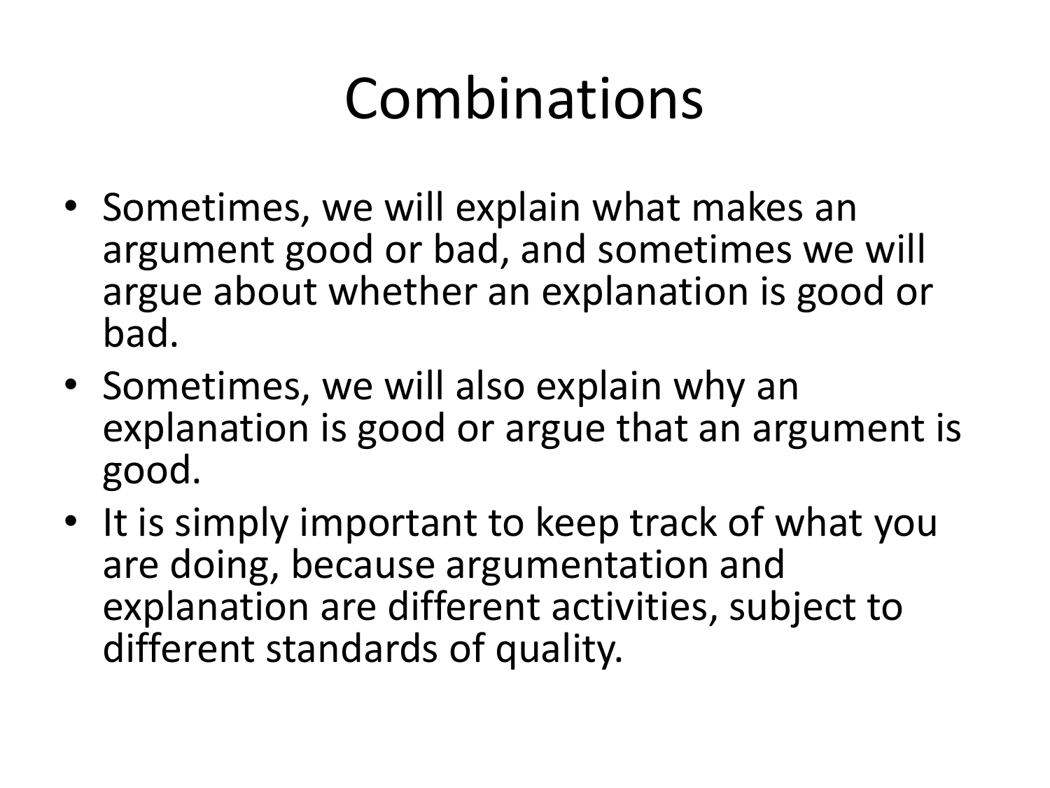# Combinations

- Sometimes, we will explain what makes an argument good or bad, and sometimes we will argue about whether an explanation is good or bad.
- Sometimes, we will also explain why an explanation is good or argue that an argument is good.
- It is simply important to keep track of what you are doing, because argumentation and explanation are different activities, subject to different standards of quality.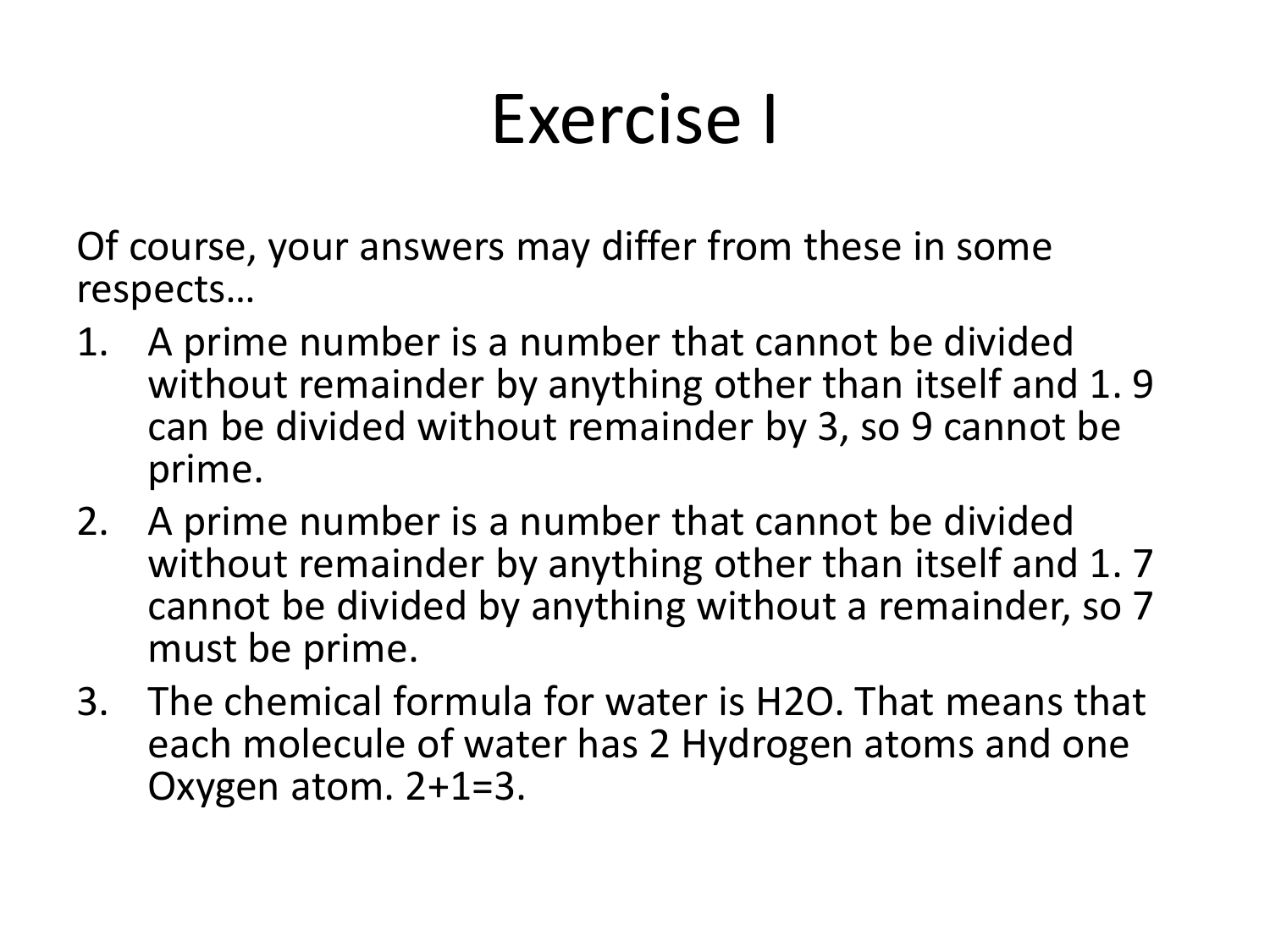# Exercise I

Of course, your answers may differ from these in some respects…

1. A prime number is a number that cannot be divided without remainder by anything other than itself and 1. 9 can be divided without remainder by 3, so 9 cannot be prime.
2. A prime number is a number that cannot be divided without remainder by anything other than itself and 1. 7 cannot be divided by anything without a remainder, so 7 must be prime.
3. The chemical formula for water is $H_2O$. That means that each molecule of water has 2 Hydrogen atoms and one Oxygen atom. $2+1=3$.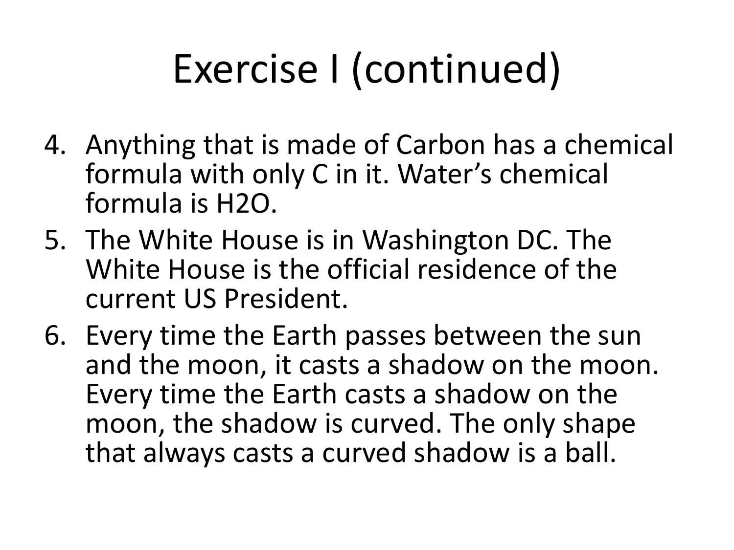# Exercise I (continued)

4. Anything that is made of Carbon has a chemical formula with only C in it. Water's chemical formula is $H_2O$.
5. The White House is in Washington DC. The White House is the official residence of the current US President.
6. Every time the Earth passes between the sun and the moon, it casts a shadow on the moon. Every time the Earth casts a shadow on the moon, the shadow is curved. The only shape that always casts a curved shadow is a ball.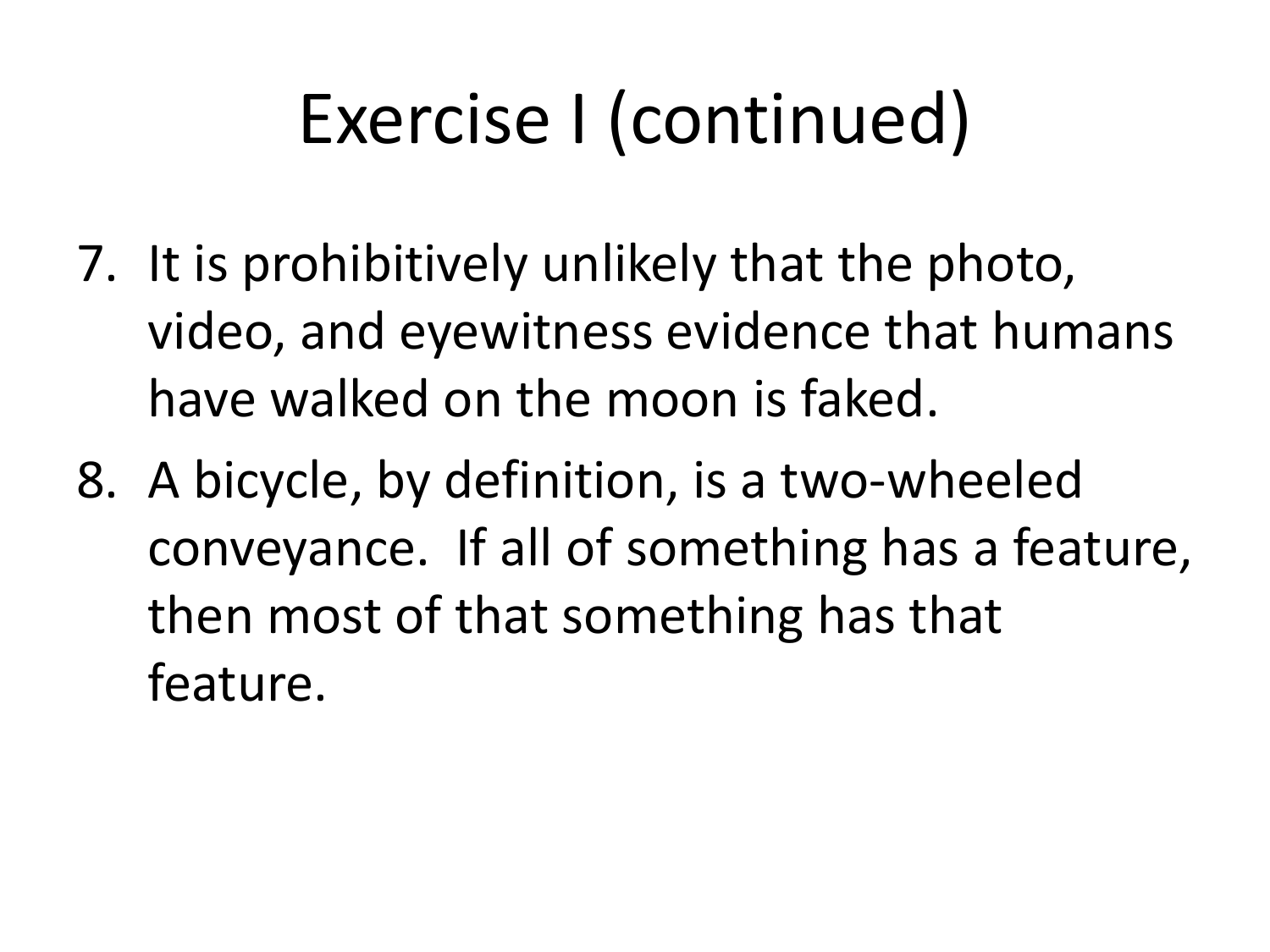# Exercise I (continued)

7. It is prohibitively unlikely that the photo, video, and eyewitness evidence that humans have walked on the moon is faked.
8. A bicycle, by definition, is a two-wheeled conveyance. If all of something has a feature, then most of that something has that feature.